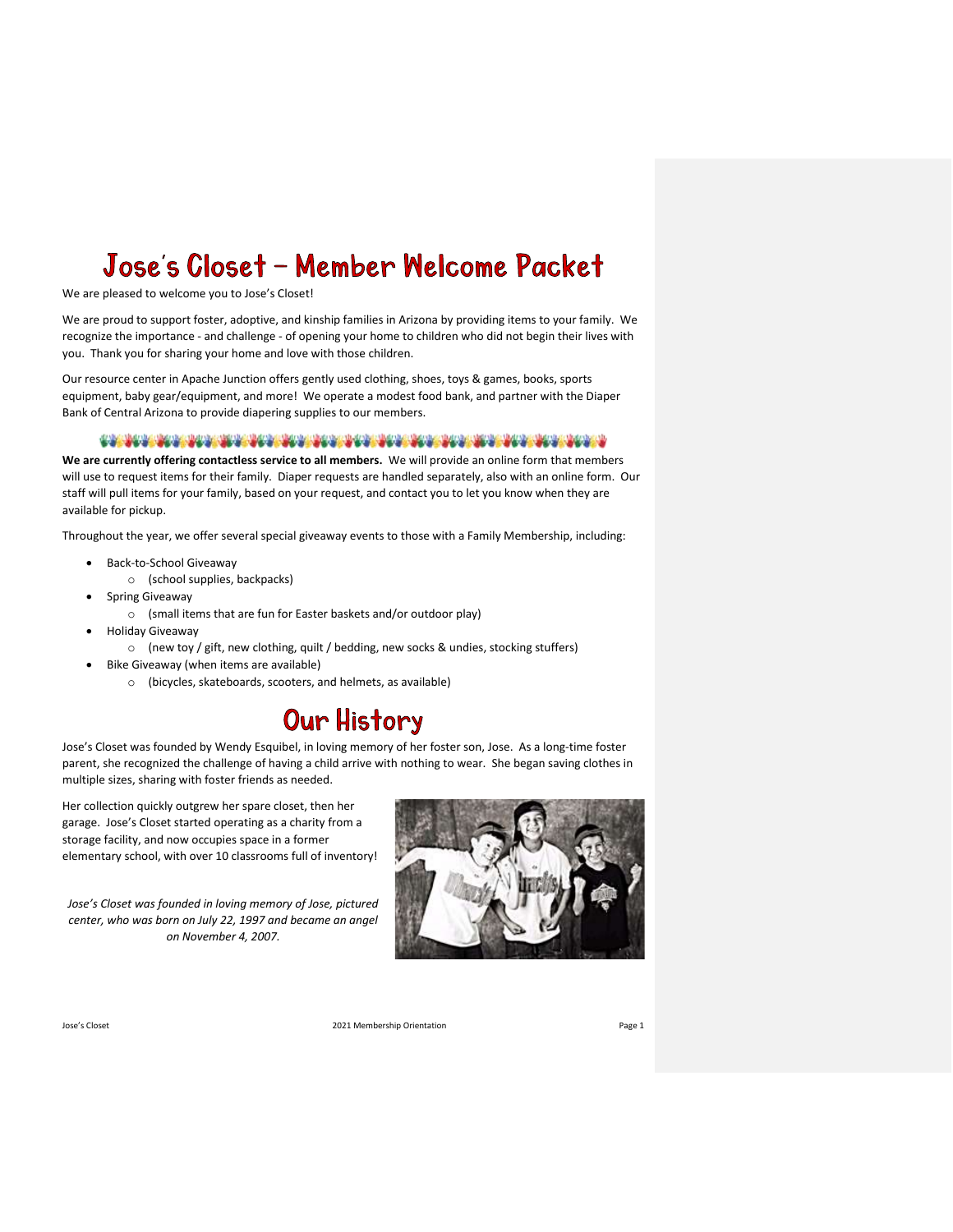# Jose's Closet – Member Welcome Packet

We are pleased to welcome you to Jose's Closet!

We are proud to support foster, adoptive, and kinship families in Arizona by providing items to your family. We recognize the importance - and challenge - of opening your home to children who did not begin their lives with you. Thank you for sharing your home and love with those children.

Our resource center in Apache Junction offers gently used clothing, shoes, toys & games, books, sports equipment, baby gear/equipment, and more! We operate a modest food bank, and partner with the Diaper Bank of Central Arizona to provide diapering supplies to our members.

**We are currently offering contactless service to all members.** We will provide an online form that members will use to request items for their family. Diaper requests are handled separately, also with an online form. Our staff will pull items for your family, based on your request, and contact you to let you know when they are available for pickup.

Throughout the year, we offer several special giveaway events to those with a Family Membership, including:

- Back-to-School Giveaway
  - (school supplies, backpacks)
- Spring Giveaway
  - (small items that are fun for Easter baskets and/or outdoor play)
- Holiday Giveaway
  - (new toy / gift, new clothing, quilt / bedding, new socks & undies, stocking stuffers)
- Bike Giveaway (when items are available)
  - (bicycles, skateboards, scooters, and helmets, as available)

# Our History

Jose's Closet was founded by Wendy Esquibel, in loving memory of her foster son, Jose. As a long-time foster parent, she recognized the challenge of having a child arrive with nothing to wear. She began saving clothes in multiple sizes, sharing with foster friends as needed.

Her collection quickly outgrew her spare closet, then her garage. Jose's Closet started operating as a charity from a storage facility, and now occupies space in a former elementary school, with over 10 classrooms full of inventory!

*Jose's Closet was founded in loving memory of Jose, pictured center, who was born on July 22, 1997 and became an angel on November 4, 2007.*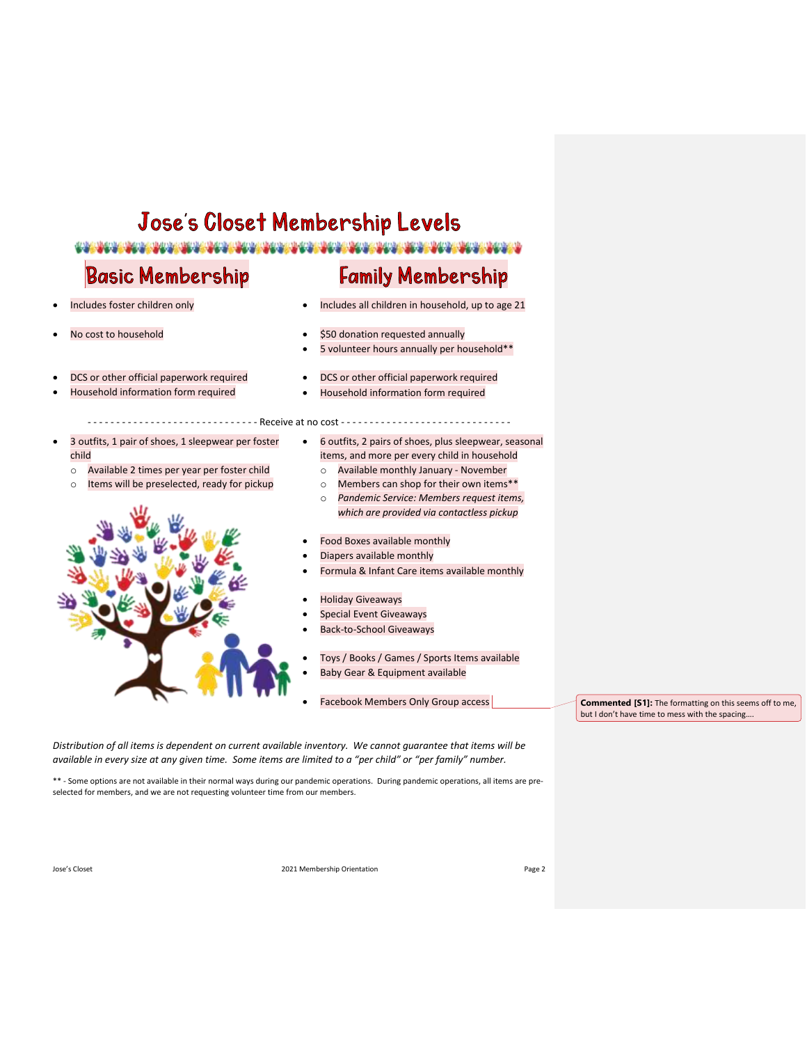# Jose's Closet Membership Levels

## Basic Membership

- Includes foster children only
- No cost to household
- DCS or other official paperwork required
- Household information form required

## Family Membership

- Includes all children in household, up to age 21
- $50 donation requested annually
- 5 volunteer hours annually per household**
- DCS or other official paperwork required
- Household information form required

----------------------------- Receive at no cost -----------------------------

**Basic Membership:**

- 3 outfits, 1 pair of shoes, 1 sleepwear per foster child
  - Available 2 times per year per foster child
  - Items will be preselected, ready for pickup

**Family Membership:**

- 6 outfits, 2 pairs of shoes, plus sleepwear, seasonal items, and more per every child in household
  - Available monthly January - November
  - Members can shop for their own items**
  - *Pandemic Service: Members request items, which are provided via contactless pickup*
- Food Boxes available monthly
- Diapers available monthly
- Formula & Infant Care items available monthly
- Holiday Giveaways
- Special Event Giveaways
- Back-to-School Giveaways
- Toys / Books / Games / Sports Items available
- Baby Gear & Equipment available
- Facebook Members Only Group access

**Commented [S1]:** The formatting on this seems off to me, but I don't have time to mess with the spacing….

*Distribution of all items is dependent on current available inventory. We cannot guarantee that items will be available in every size at any given time. Some items are limited to a "per child" or "per family" number.*

** - Some options are not available in their normal ways during our pandemic operations. During pandemic operations, all items are pre-selected for members, and we are not requesting volunteer time from our members.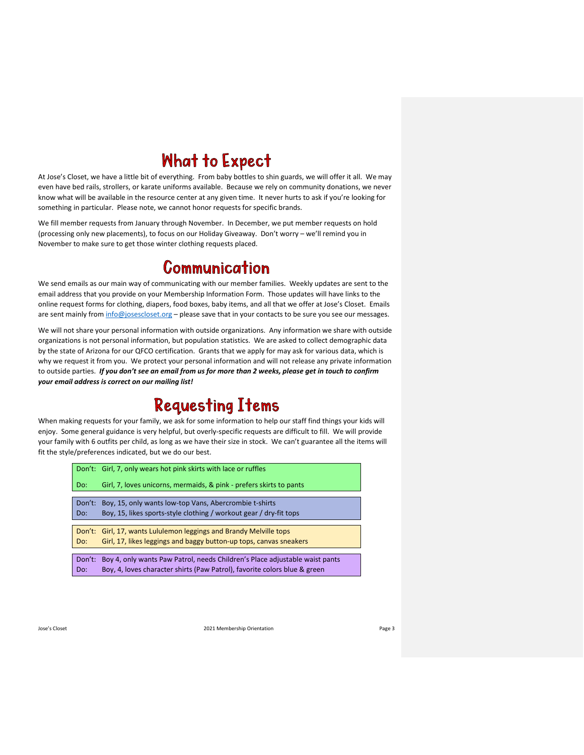# What to Expect

At Jose's Closet, we have a little bit of everything. From baby bottles to shin guards, we will offer it all. We may even have bed rails, strollers, or karate uniforms available. Because we rely on community donations, we never know what will be available in the resource center at any given time. It never hurts to ask if you're looking for something in particular. Please note, we cannot honor requests for specific brands.

We fill member requests from January through November. In December, we put member requests on hold (processing only new placements), to focus on our Holiday Giveaway. Don't worry – we'll remind you in November to make sure to get those winter clothing requests placed.

# Communication

We send emails as our main way of communicating with our member families. Weekly updates are sent to the email address that you provide on your Membership Information Form. Those updates will have links to the online request forms for clothing, diapers, food boxes, baby items, and all that we offer at Jose's Closet. Emails are sent mainly from info@josescloset.org – please save that in your contacts to be sure you see our messages.

We will not share your personal information with outside organizations. Any information we share with outside organizations is not personal information, but population statistics. We are asked to collect demographic data by the state of Arizona for our QFCO certification. Grants that we apply for may ask for various data, which is why we request it from you. We protect your personal information and will not release any private information to outside parties. ***If you don't see an email from us for more than 2 weeks, please get in touch to confirm your email address is correct on our mailing list!***

# Requesting Items

When making requests for your family, we ask for some information to help our staff find things your kids will enjoy. Some general guidance is very helpful, but overly-specific requests are difficult to fill. We will provide your family with 6 outfits per child, as long as we have their size in stock. We can't guarantee all the items will fit the style/preferences indicated, but we do our best.

| | |
|---|---|
| Don't: | Girl, 7, only wears hot pink skirts with lace or ruffles |
| Do: | Girl, 7, loves unicorns, mermaids, & pink - prefers skirts to pants |
| Don't: | Boy, 15, only wants low-top Vans, Abercrombie t-shirts |
| Do: | Boy, 15, likes sports-style clothing / workout gear / dry-fit tops |
| Don't: | Girl, 17, wants Lululemon leggings and Brandy Melville tops |
| Do: | Girl, 17, likes leggings and baggy button-up tops, canvas sneakers |
| Don't: | Boy 4, only wants Paw Patrol, needs Children's Place adjustable waist pants |
| Do: | Boy, 4, loves character shirts (Paw Patrol), favorite colors blue & green |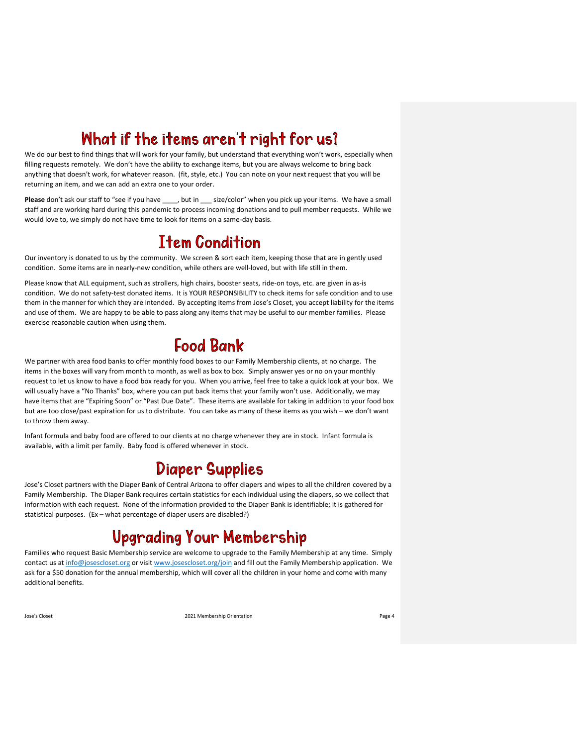# What if the items aren't right for us?

We do our best to find things that will work for your family, but understand that everything won't work, especially when filling requests remotely. We don't have the ability to exchange items, but you are always welcome to bring back anything that doesn't work, for whatever reason. (fit, style, etc.) You can note on your next request that you will be returning an item, and we can add an extra one to your order.

**Please** don't ask our staff to "see if you have ____, but in ___ size/color" when you pick up your items. We have a small staff and are working hard during this pandemic to process incoming donations and to pull member requests. While we would love to, we simply do not have time to look for items on a same-day basis.

# Item Condition

Our inventory is donated to us by the community. We screen & sort each item, keeping those that are in gently used condition. Some items are in nearly-new condition, while others are well-loved, but with life still in them.

Please know that ALL equipment, such as strollers, high chairs, booster seats, ride-on toys, etc. are given in as-is condition. We do not safety-test donated items. It is YOUR RESPONSIBILITY to check items for safe condition and to use them in the manner for which they are intended. By accepting items from Jose's Closet, you accept liability for the items and use of them. We are happy to be able to pass along any items that may be useful to our member families. Please exercise reasonable caution when using them.

# Food Bank

We partner with area food banks to offer monthly food boxes to our Family Membership clients, at no charge. The items in the boxes will vary from month to month, as well as box to box. Simply answer yes or no on your monthly request to let us know to have a food box ready for you. When you arrive, feel free to take a quick look at your box. We will usually have a "No Thanks" box, where you can put back items that your family won't use. Additionally, we may have items that are "Expiring Soon" or "Past Due Date". These items are available for taking in addition to your food box but are too close/past expiration for us to distribute. You can take as many of these items as you wish – we don't want to throw them away.

Infant formula and baby food are offered to our clients at no charge whenever they are in stock. Infant formula is available, with a limit per family. Baby food is offered whenever in stock.

# Diaper Supplies

Jose's Closet partners with the Diaper Bank of Central Arizona to offer diapers and wipes to all the children covered by a Family Membership. The Diaper Bank requires certain statistics for each individual using the diapers, so we collect that information with each request. None of the information provided to the Diaper Bank is identifiable; it is gathered for statistical purposes. (Ex – what percentage of diaper users are disabled?)

# Upgrading Your Membership

Families who request Basic Membership service are welcome to upgrade to the Family Membership at any time. Simply contact us at [info@josescloset.org](mailto:info@josescloset.org) or visit [www.josescloset.org/join](http://www.josescloset.org/join) and fill out the Family Membership application. We ask for a $50 donation for the annual membership, which will cover all the children in your home and come with many additional benefits.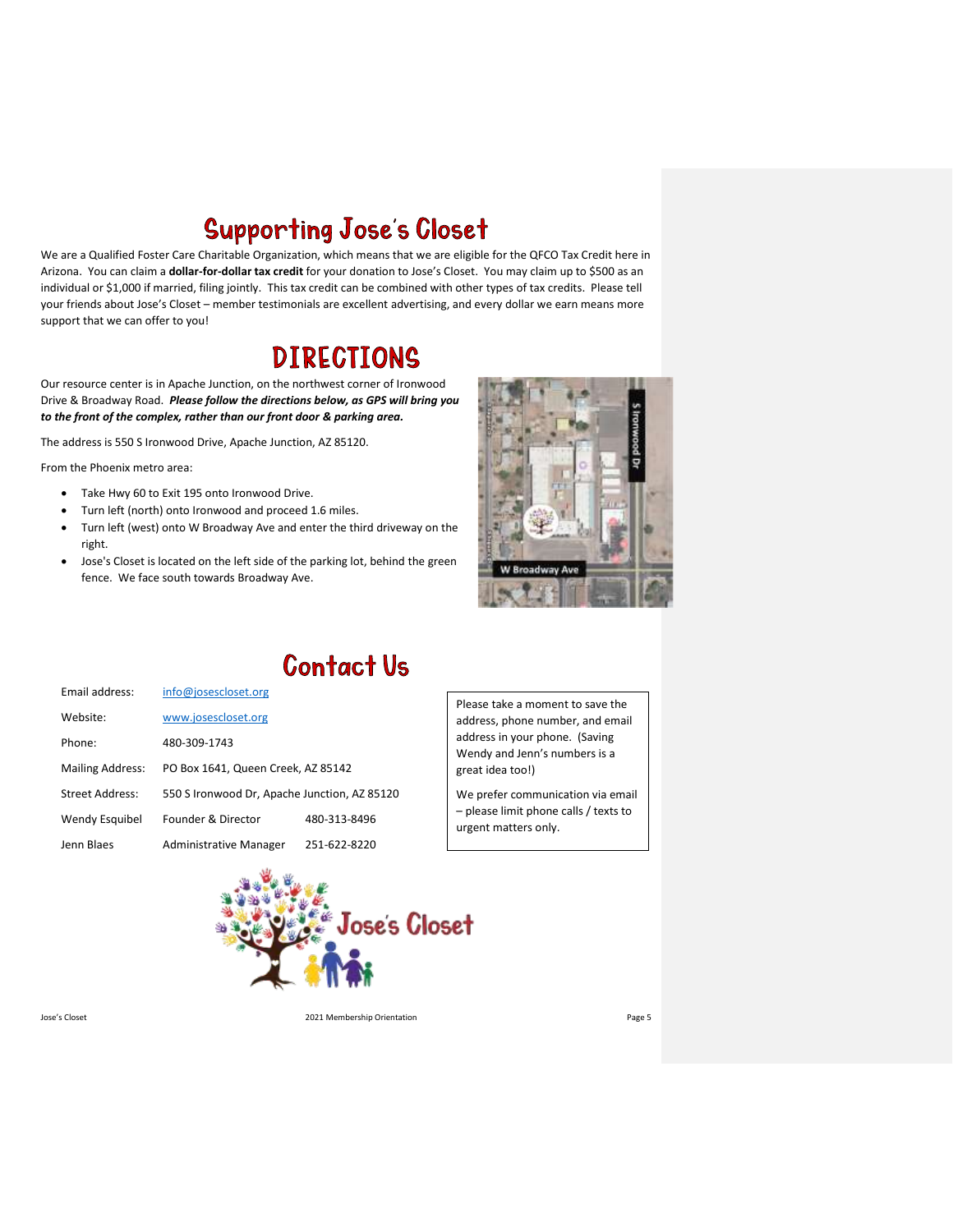# Supporting Jose's Closet

We are a Qualified Foster Care Charitable Organization, which means that we are eligible for the QFCO Tax Credit here in Arizona. You can claim a **dollar-for-dollar tax credit** for your donation to Jose's Closet. You may claim up to $500 as an individual or $1,000 if married, filing jointly. This tax credit can be combined with other types of tax credits. Please tell your friends about Jose's Closet – member testimonials are excellent advertising, and every dollar we earn means more support that we can offer to you!

# DIRECTIONS

Our resource center is in Apache Junction, on the northwest corner of Ironwood Drive & Broadway Road. ***Please follow the directions below, as GPS will bring you to the front of the complex, rather than our front door & parking area.***

The address is 550 S Ironwood Drive, Apache Junction, AZ 85120.

From the Phoenix metro area:

- Take Hwy 60 to Exit 195 onto Ironwood Drive.
- Turn left (north) onto Ironwood and proceed 1.6 miles.
- Turn left (west) onto W Broadway Ave and enter the third driveway on the right.
- Jose's Closet is located on the left side of the parking lot, behind the green fence. We face south towards Broadway Ave.

# Contact Us

| | | |
|---|---|---|
| Email address: | info@josescloset.org | |
| Website: | www.josescloset.org | |
| Phone: | 480-309-1743 | |
| Mailing Address: | PO Box 1641, Queen Creek, AZ 85142 | |
| Street Address: | 550 S Ironwood Dr, Apache Junction, AZ 85120 | |
| Wendy Esquibel | Founder & Director | 480-313-8496 |
| Jenn Blaes | Administrative Manager | 251-622-8220 |

Please take a moment to save the address, phone number, and email address in your phone. (Saving Wendy and Jenn's numbers is a great idea too!)

We prefer communication via email – please limit phone calls / texts to urgent matters only.